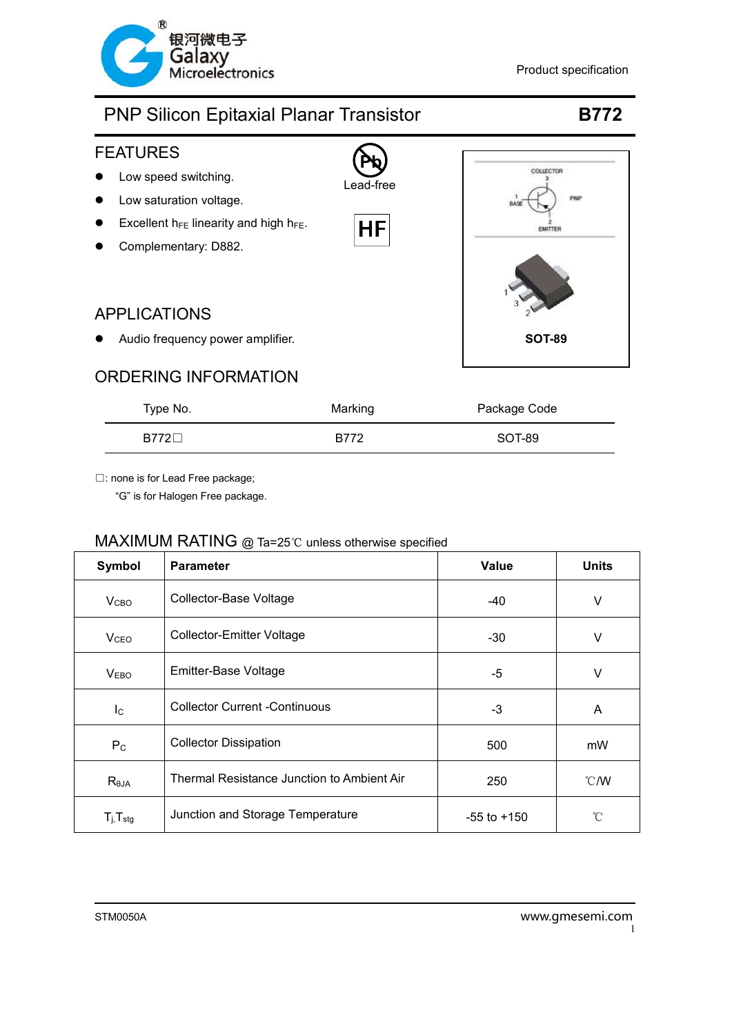Product specification

# PNP Silicon Epitaxial Planar Transistor **B772**

## FEATURES

- Low speed switching.
- Low saturation voltage.
- Excellent $h_{FE}$ linearity and high $h_{FE}$.
- Complementary: D882.

Lead-free

HF

COLLECTOR 3, BASE 1, EMITTER 2, PNP

SOT-89

## APPLICATIONS

- Audio frequency power amplifier.

## ORDERING INFORMATION

| Type No. | Marking | Package Code |
|---|---|---|
| B772□ | B772 | SOT-89 |

□: none is for Lead Free package;
"G" is for Halogen Free package.

## MAXIMUM RATING @ Ta=25℃ unless otherwise specified

| Symbol | Parameter | Value | Units |
|---|---|---|---|
| $V_{CBO}$ | Collector-Base Voltage | -40 | V |
| $V_{CEO}$ | Collector-Emitter Voltage | -30 | V |
| $V_{EBO}$ | Emitter-Base Voltage | -5 | V |
| $I_C$ | Collector Current -Continuous | -3 | A |
| $P_C$ | Collector Dissipation | 500 | mW |
| $R_{\theta JA}$ | Thermal Resistance Junction to Ambient Air | 250 | ℃/W |
| $T_j, T_{stg}$ | Junction and Storage Temperature | -55 to +150 | ℃ |

STM0050A www.gmesemi.com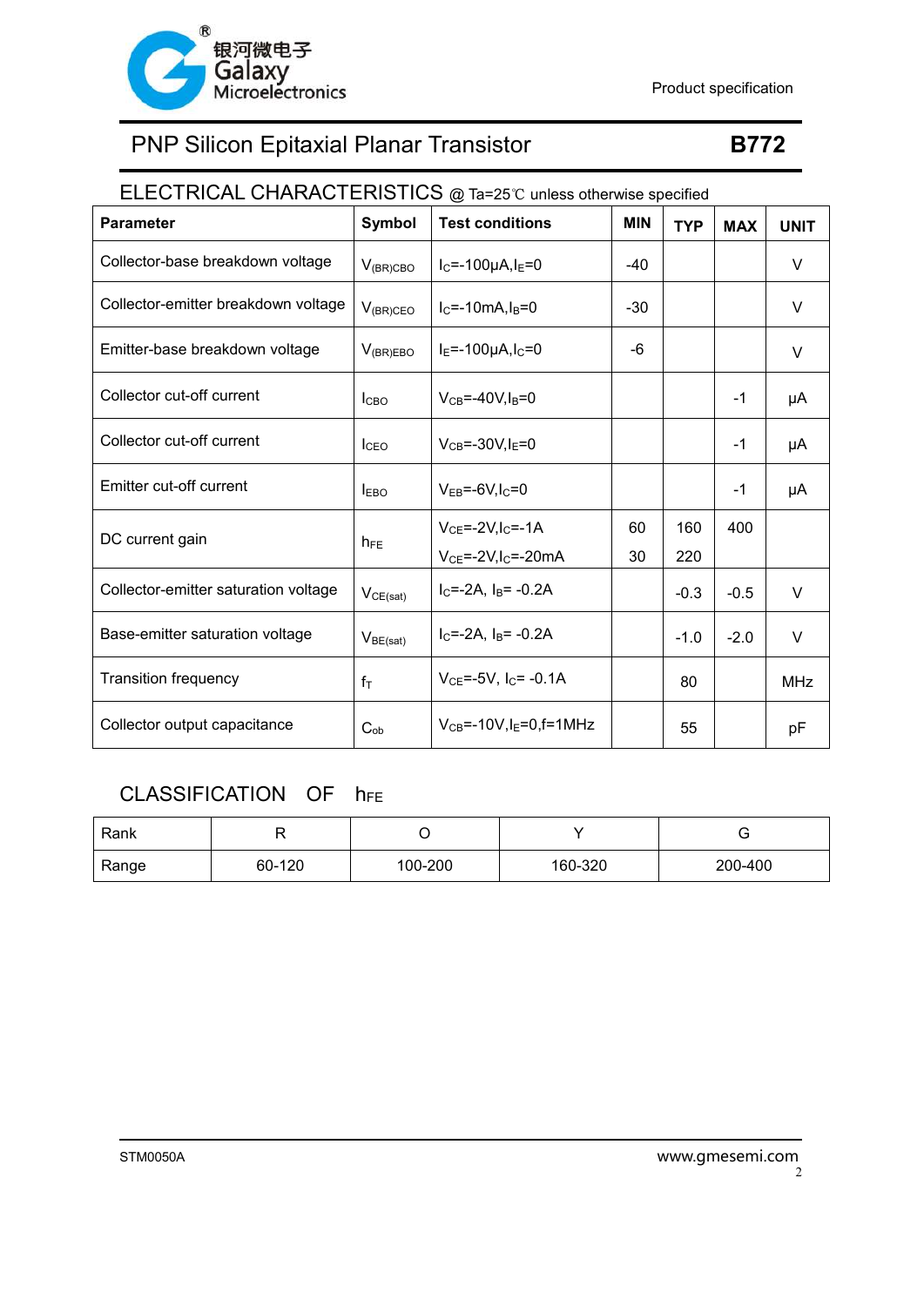# PNP Silicon Epitaxial Planar Transistor

**B772**

## ELECTRICAL CHARACTERISTICS @ Ta=25℃ unless otherwise specified

| Parameter | Symbol | Test conditions | MIN | TYP | MAX | UNIT |
|---|---|---|---|---|---|---|
| Collector-base breakdown voltage | $V_{(BR)CBO}$ | $I_C$=-100μA,$I_E$=0 | -40 | | | V |
| Collector-emitter breakdown voltage | $V_{(BR)CEO}$ | $I_C$=-10mA,$I_B$=0 | -30 | | | V |
| Emitter-base breakdown voltage | $V_{(BR)EBO}$ | $I_E$=-100μA,$I_C$=0 | -6 | | | V |
| Collector cut-off current | $I_{CBO}$ | $V_{CB}$=-40V,$I_B$=0 | | | -1 | μA |
| Collector cut-off current | $I_{CEO}$ | $V_{CB}$=-30V,$I_E$=0 | | | -1 | μA |
| Emitter cut-off current | $I_{EBO}$ | $V_{EB}$=-6V,$I_C$=0 | | | -1 | μA |
| DC current gain | $h_{FE}$ | $V_{CE}$=-2V,$I_C$=-1A<br>$V_{CE}$=-2V,$I_C$=-20mA | 60<br>30 | 160<br>220 | 400 | |
| Collector-emitter saturation voltage | $V_{CE(sat)}$ | $I_C$=-2A, $I_B$= -0.2A | | -0.3 | -0.5 | V |
| Base-emitter saturation voltage | $V_{BE(sat)}$ | $I_C$=-2A, $I_B$= -0.2A | | -1.0 | -2.0 | V |
| Transition frequency | $f_T$ | $V_{CE}$=-5V, $I_C$= -0.1A | | 80 | | MHz |
| Collector output capacitance | $C_{ob}$ | $V_{CB}$=-10V,$I_E$=0,f=1MHz | | 55 | | pF |

## CLASSIFICATION OF $h_{FE}$

| Rank | R | O | Y | G |
|---|---|---|---|---|
| Range | 60-120 | 100-200 | 160-320 | 200-400 |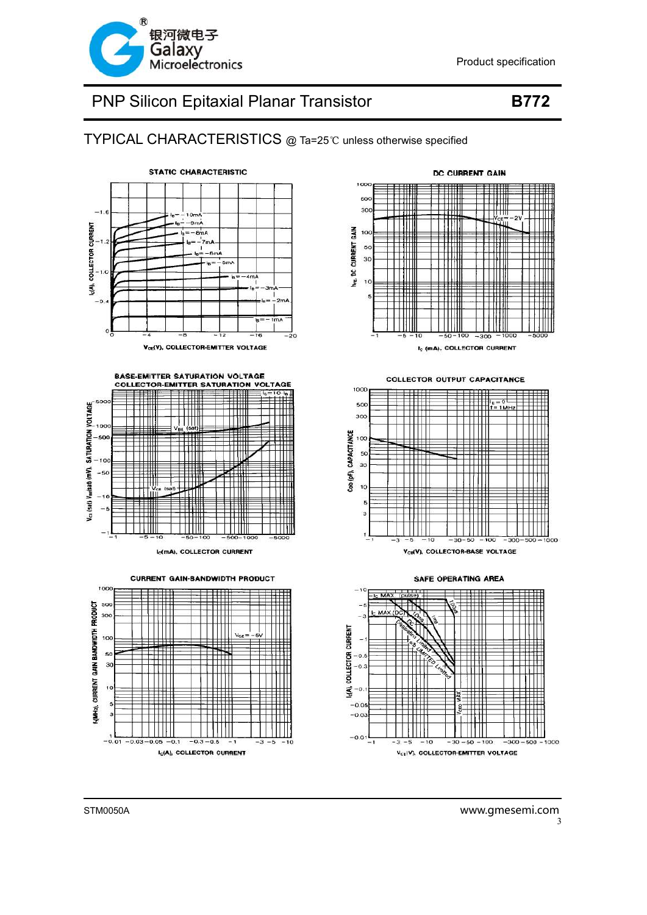# PNP Silicon Epitaxial Planar Transistor

**B772**

## TYPICAL CHARACTERISTICS @ Ta=25℃ unless otherwise specified

STATIC CHARACTERISTIC

DC CURRENT GAIN

BASE-EMITTER SATURATION VOLTAGE
COLLECTOR-EMITTER SATURATION VOLTAGE

COLLECTOR OUTPUT CAPACITANCE

CURRENT GAIN-BANDWIDTH PRODUCT

SAFE OPERATING AREA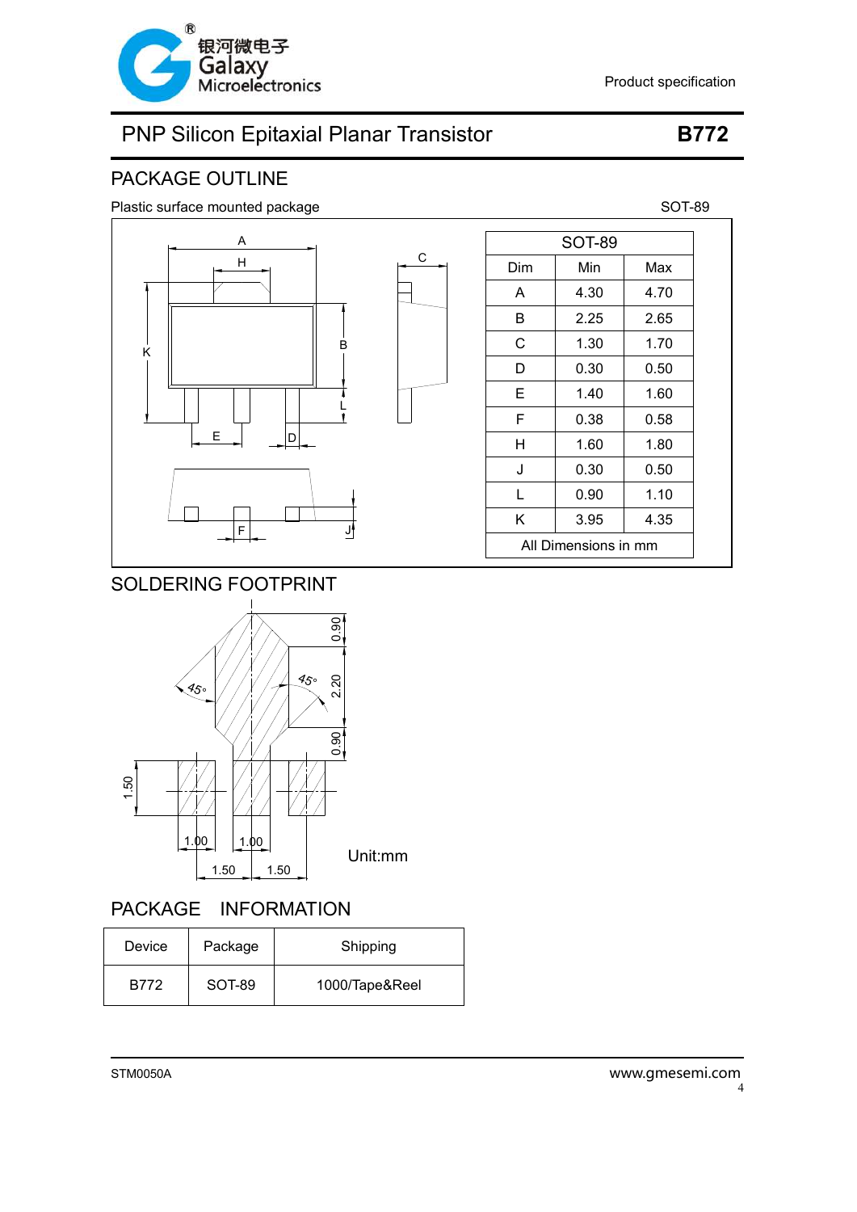PNP Silicon Epitaxial Planar Transistor **B772**

## PACKAGE OUTLINE

Plastic surface mounted package SOT-89

A
H
C
K
B
L
E
D
F
J

| SOT-89 | | |
|---|---|---|
| Dim | Min | Max |
| A | 4.30 | 4.70 |
| B | 2.25 | 2.65 |
| C | 1.30 | 1.70 |
| D | 0.30 | 0.50 |
| E | 1.40 | 1.60 |
| F | 0.38 | 0.58 |
| H | 1.60 | 1.80 |
| J | 0.30 | 0.50 |
| L | 0.90 | 1.10 |
| K | 3.95 | 4.35 |
| All Dimensions in mm | | |

## SOLDERING FOOTPRINT

0.90
2.20
0.90
45°
45°
1.50
1.00
1.00
1.50
1.50

Unit:mm

## PACKAGE INFORMATION

| Device | Package | Shipping |
|---|---|---|
| B772 | SOT-89 | 1000/Tape&Reel |

STM0050A www.gmesemi.com